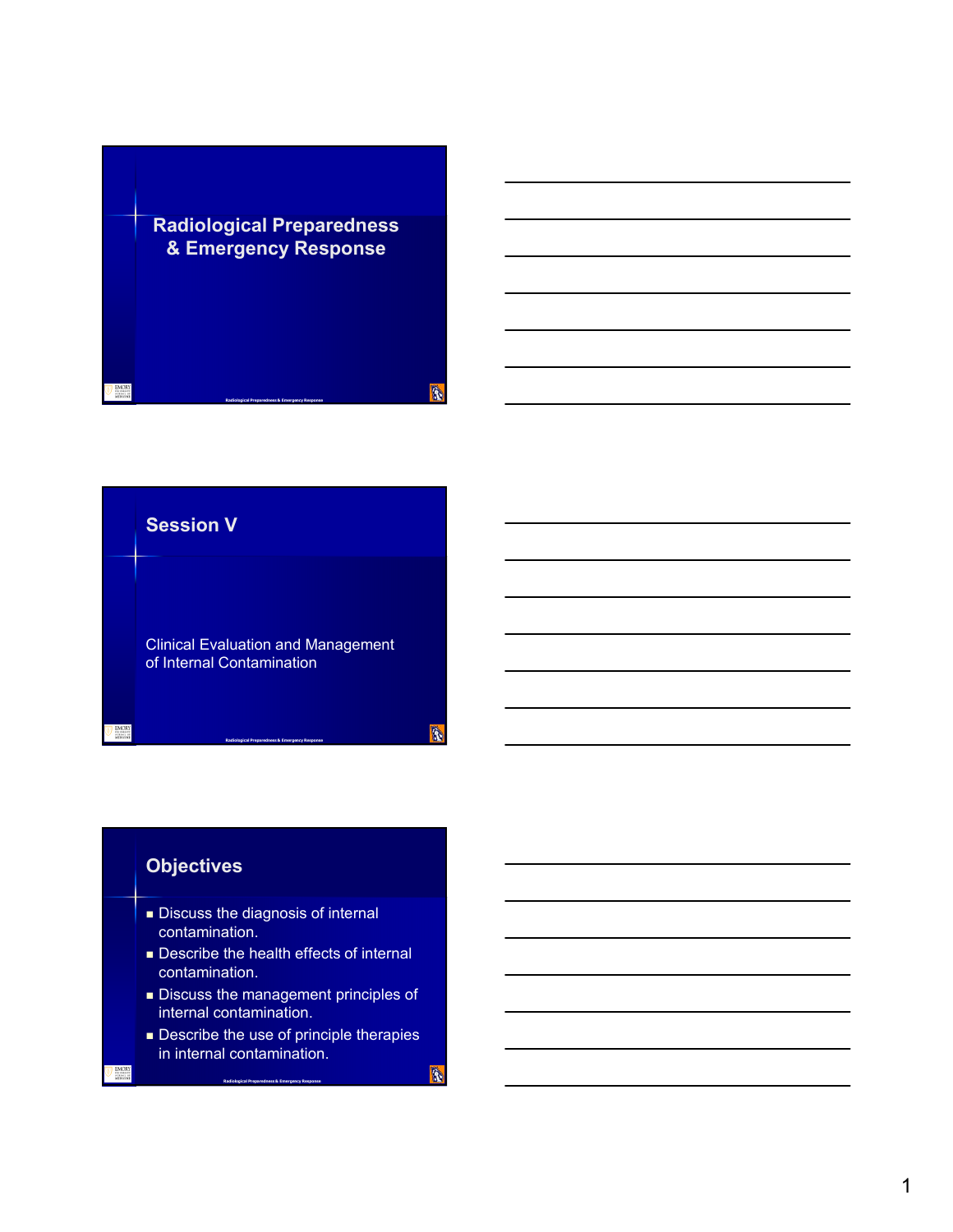# Radiological Preparedness & Emergency Response

## Session V

Clinical Evaluation and Management of Internal Contamination

## Objectives

- Discuss the diagnosis of internal contamination.
- Describe the health effects of internal contamination.
- Discuss the management principles of internal contamination.
- Describe the use of principle therapies in internal contamination.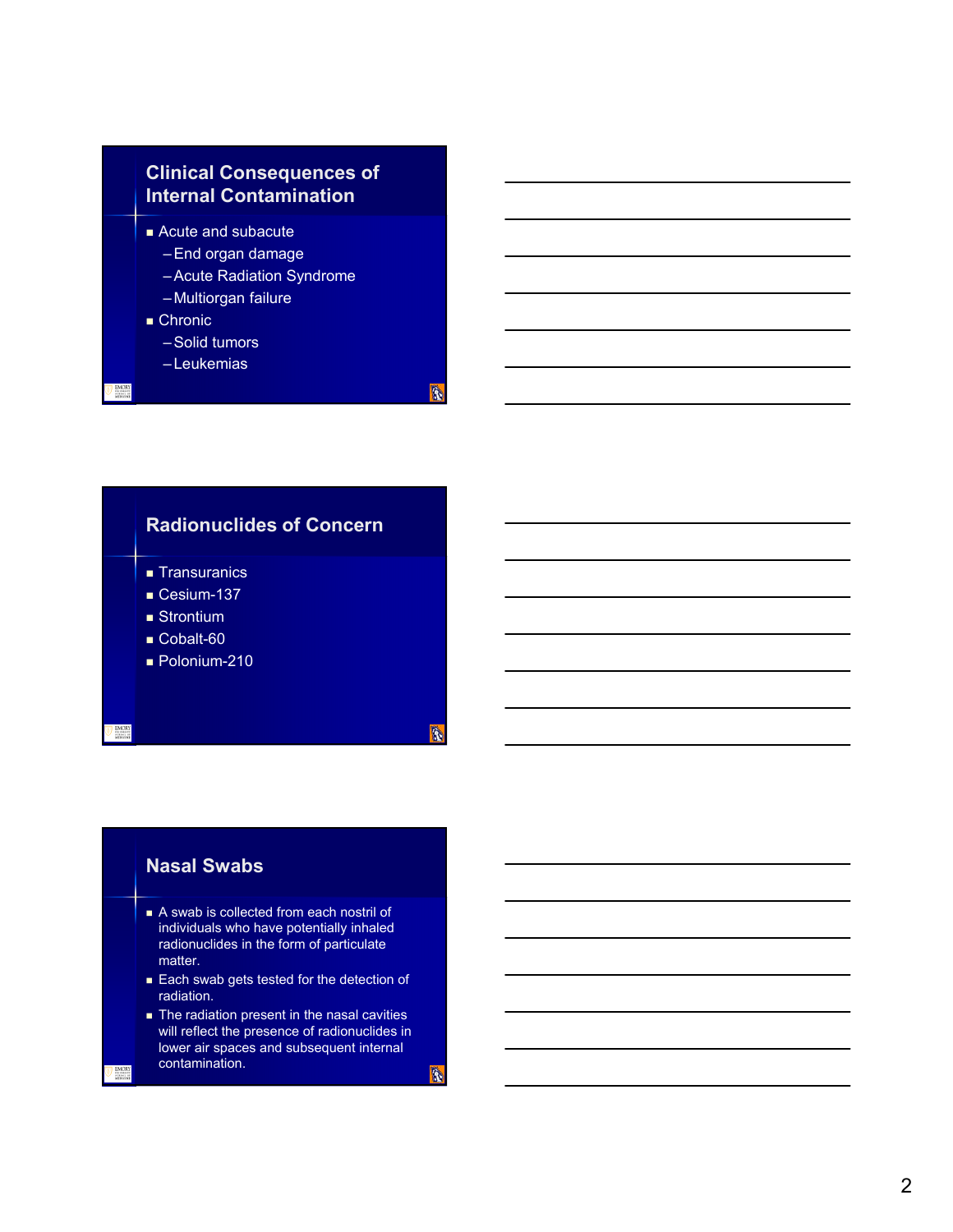## Clinical Consequences of Internal Contamination

- Acute and subacute
  - End organ damage
  - Acute Radiation Syndrome
  - Multiorgan failure
- Chronic
  - Solid tumors
  - Leukemias

## Radionuclides of Concern

- Transuranics
- Cesium-137
- Strontium
- Cobalt-60
- Polonium-210

## Nasal Swabs

- A swab is collected from each nostril of individuals who have potentially inhaled radionuclides in the form of particulate matter.
- Each swab gets tested for the detection of radiation.
- The radiation present in the nasal cavities will reflect the presence of radionuclides in lower air spaces and subsequent internal contamination.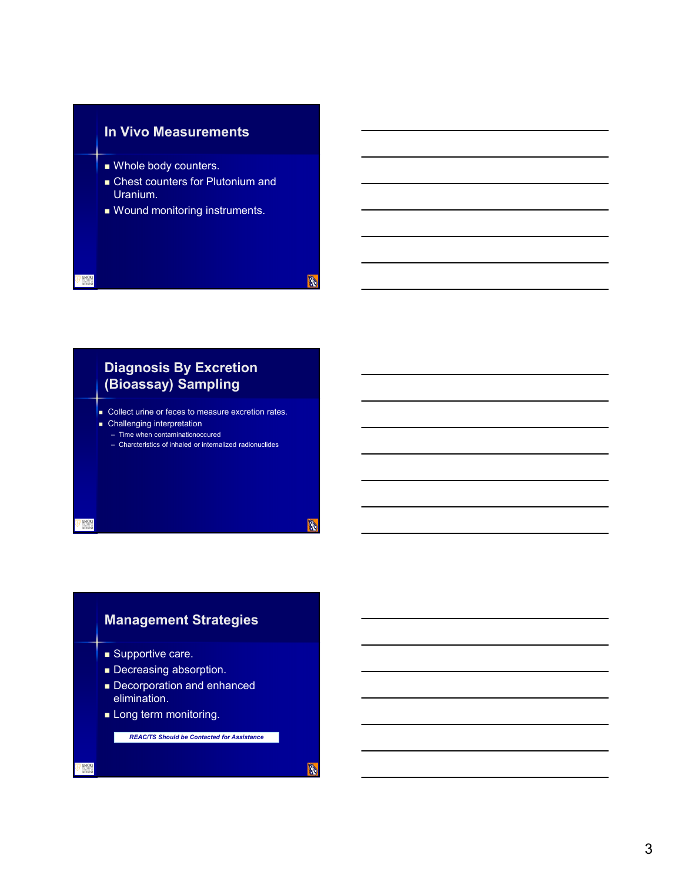## In Vivo Measurements

- Whole body counters.
- Chest counters for Plutonium and Uranium.
- Wound monitoring instruments.

## Diagnosis By Excretion (Bioassay) Sampling

- Collect urine or feces to measure excretion rates.
- Challenging interpretation
  - Time when contaminationoccured
  - Charcteristics of inhaled or internalized radionuclides

## Management Strategies

- Supportive care.
- Decreasing absorption.
- Decorporation and enhanced elimination.
- Long term monitoring.

***REAC/TS Should be Contacted for Assistance***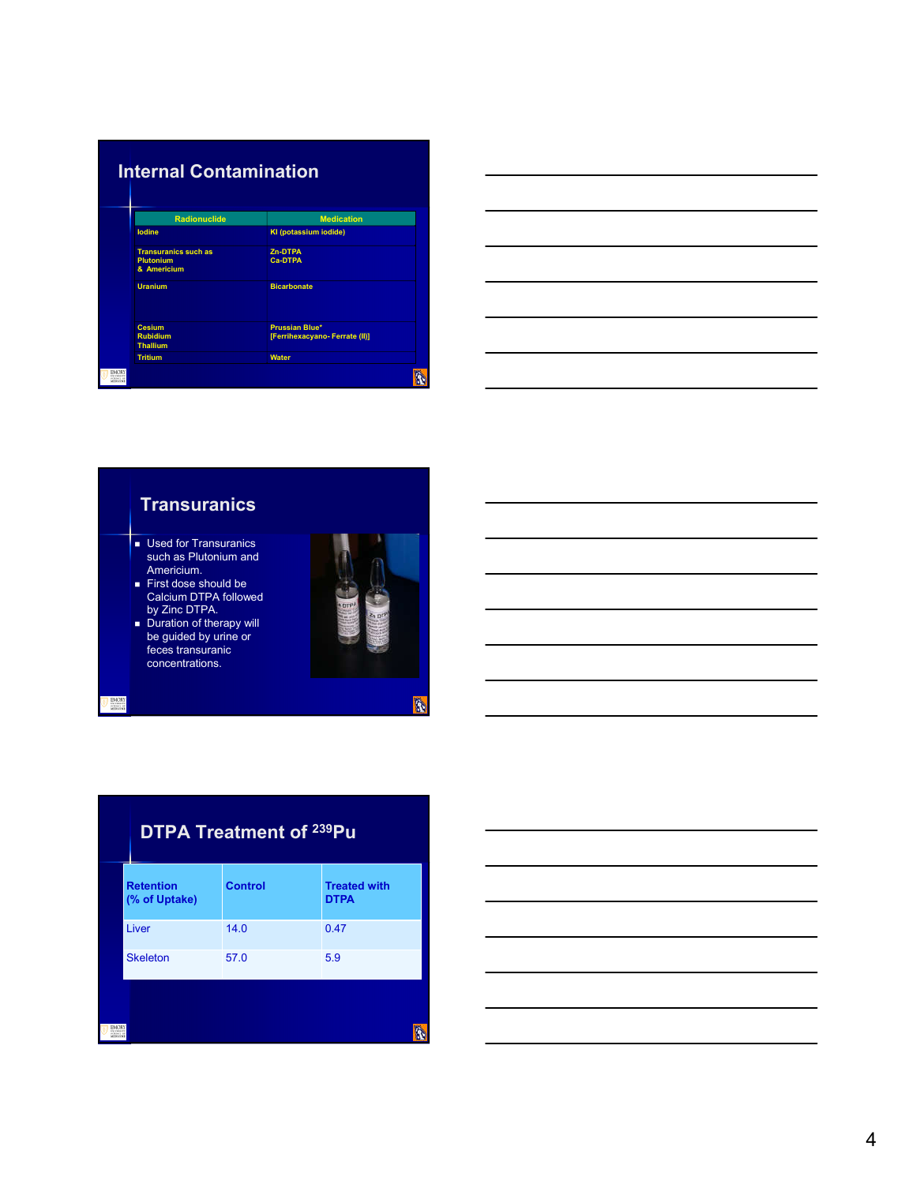## Internal Contamination

| Radionuclide | Medication |
|---|---|
| Iodine | KI (potassium iodide) |
| Transuranics such as Plutonium & Americium | Zn-DTPA Ca-DTPA |
| Uranium | Bicarbonate |
| Cesium Rubidium Thallium | Prussian Blue* [Ferrihexacyano- Ferrate (II)] |
| Tritium | Water |

## Transuranics

- Used for Transuranics such as Plutonium and Americium.
- First dose should be Calcium DTPA followed by Zinc DTPA.
- Duration of therapy will be guided by urine or feces transuranic concentrations.

## DTPA Treatment of $^{239}$Pu

| Retention (% of Uptake) | Control | Treated with DTPA |
|---|---|---|
| Liver | 14.0 | 0.47 |
| Skeleton | 57.0 | 5.9 |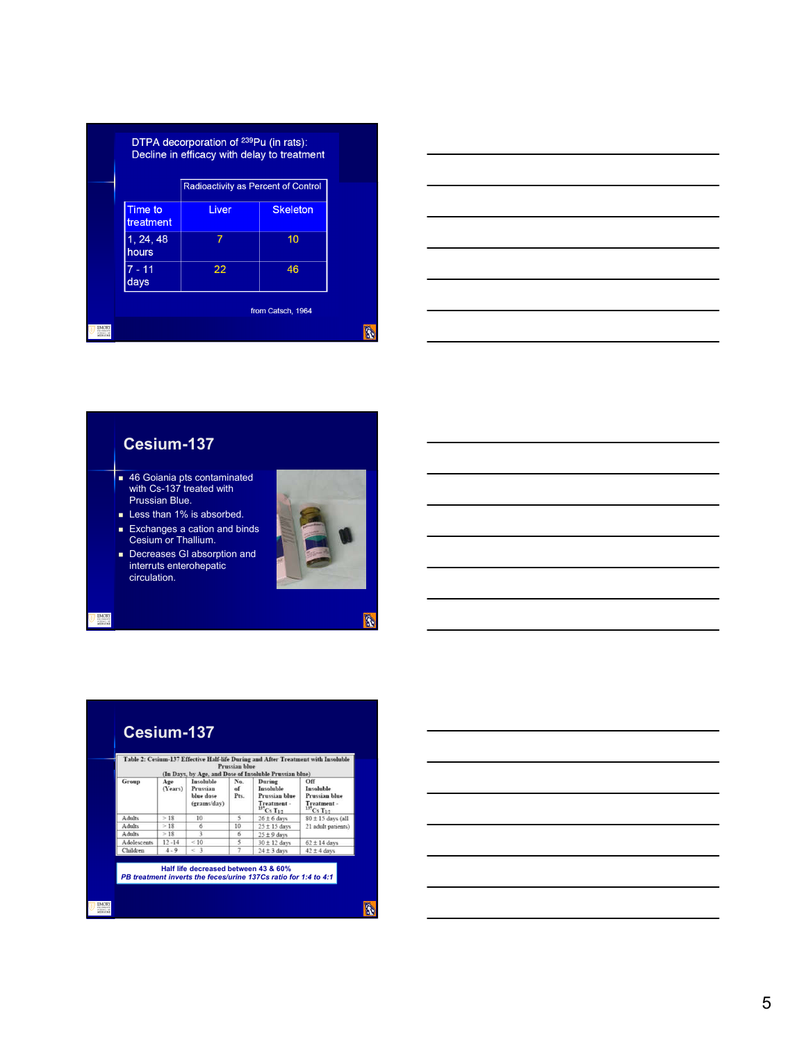## DTPA decorporation of $^{239}$Pu (in rats): Decline in efficacy with delay to treatment

| | Radioactivity as Percent of Control | |
|---|---|---|
| Time to treatment | Liver | Skeleton |
| 1, 24, 48 hours | 7 | 10 |
| 7 - 11 days | 22 | 46 |

from Catsch, 1964

## Cesium-137

- 46 Goiania pts contaminated with Cs-137 treated with Prussian Blue.
- Less than 1% is absorbed.
- Exchanges a cation and binds Cesium or Thallium.
- Decreases GI absorption and interrupts enterohepatic circulation.

## Cesium-137

Table 2: Cesium-137 Effective Half-life During and After Treatment with Insoluble Prussian blue
(In Days, by Age, and Dose of Insoluble Prussian blue)

| Group | Age (Years) | Insoluble Prussian blue dose (grams/day) | No. of Pts. | During Insoluble Prussian blue Treatment - $^{137}$Cs $T_{1/2}$ | Off Insoluble Prussian blue Treatment - $^{137}$Cs $T_{1/2}$ |
|---|---|---|---|---|---|
| Adults | > 18 | 10 | 5 | 26 ± 6 days | 80 ± 15 days (all 21 adult patients) |
| Adults | > 18 | 6 | 10 | 25 ± 15 days | |
| Adults | > 18 | 3 | 6 | 25 ± 9 days | |
| Adolescents | 12 - 14 | < 10 | 5 | 30 ± 12 days | 62 ± 14 days |
| Children | 4 - 9 | < 3 | 7 | 24 ± 3 days | 42 ± 4 days |

**Half life decreased between 43 & 60%**

***PB treatment inverts the feces/urine 137Cs ratio for 1:4 to 4:1***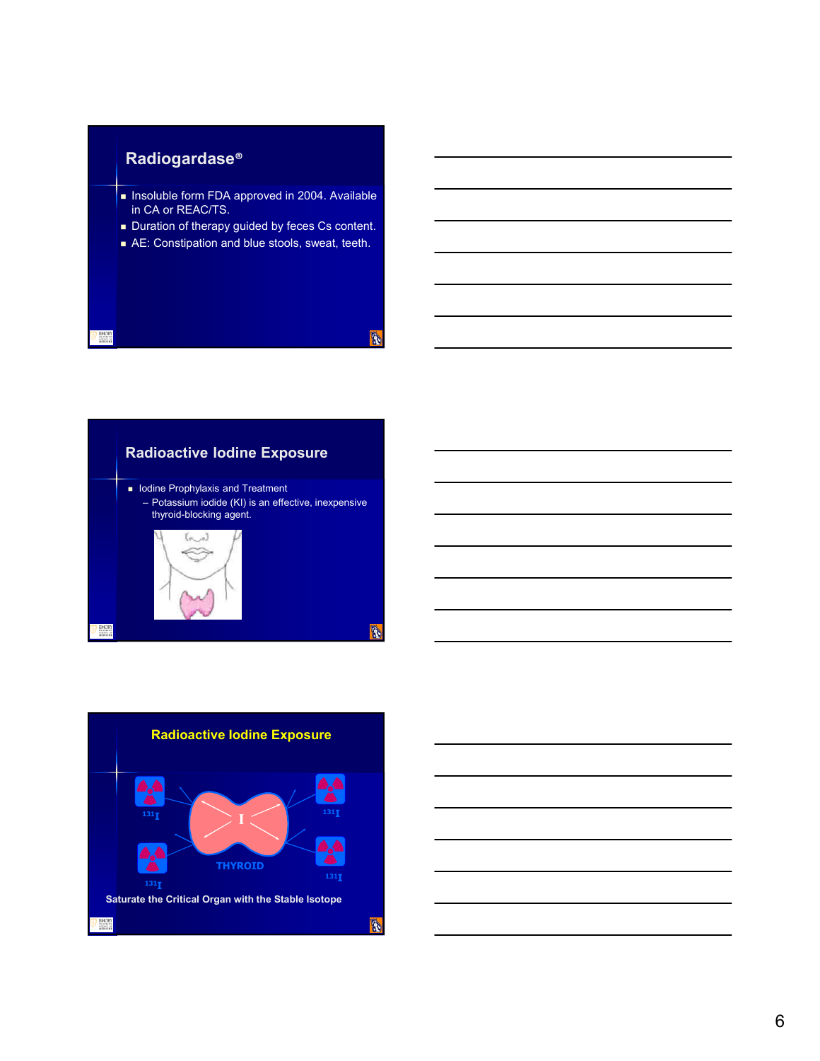## Radiogardase®

- Insoluble form FDA approved in 2004. Available in CA or REAC/TS.
- Duration of therapy guided by feces Cs content.
- AE: Constipation and blue stools, sweat, teeth.

## Radioactive Iodine Exposure

- Iodine Prophylaxis and Treatment
  - Potassium iodide (KI) is an effective, inexpensive thyroid-blocking agent.

## Radioactive Iodine Exposure

$^{131}I$ $^{131}I$

I

THYROID

$^{131}I$ $^{131}I$

Saturate the Critical Organ with the Stable Isotope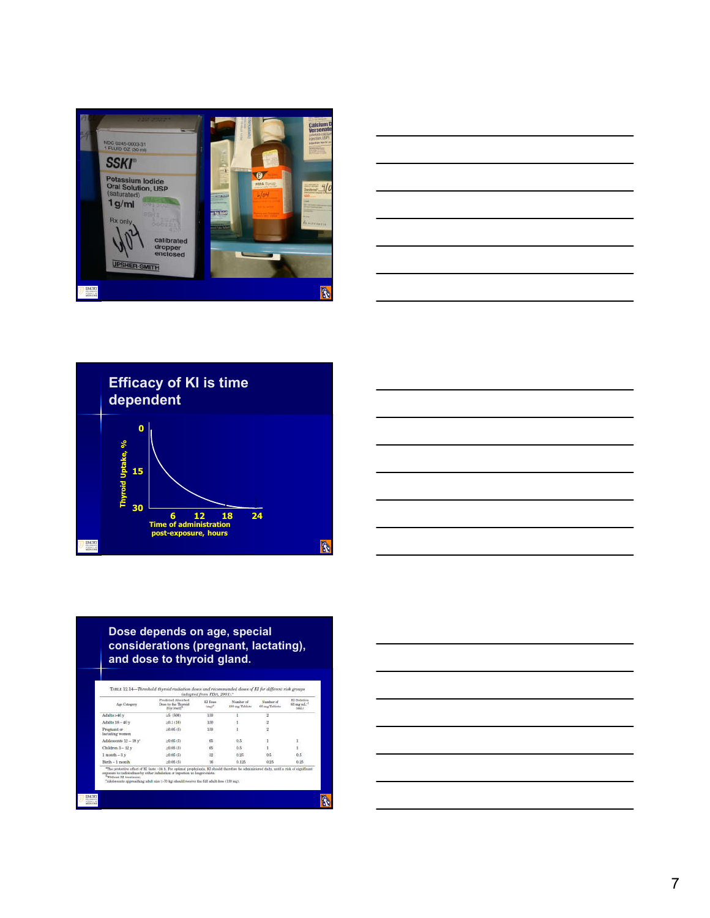NDC 0245-0003-31
1 FLUID OZ (30 ml)

SSKI®

Potassium Iodide Oral Solution, USP (saturated)

1 g/ml

Rx only

calibrated dropper enclosed

UPSHER-SMITH

## Efficacy of KI is time dependent

Thyroid Uptake, %: 0, 15, 30

Time of administration post-exposure, hours: 6, 12, 18, 24

## Dose depends on age, special considerations (pregnant, lactating), and dose to thyroid gland.

TABLE 12.14—*Threshold thyroid radiation doses and recommended doses of KI for different risk groups (adapted from FDA, 2001).*[a]

| Age Category | Predicted Absorbed Dose to the Thyroid (Gy (rad))[b] | KI Dose (mg)[a] | Number of 130 mg Tablets | Number of 65 mg Tablets | KI Solution 65 mg mL⁻¹ (mL) |
|---|---|---|---|---|---|
| Adults >40 y | ≥5 (500) | 130 | 1 | 2 | |
| Adults 18 – 40 y | ≥0.1 (10) | 130 | 1 | 2 | |
| Pregnant or lactating women | ≥0.05 (5) | 130 | 1 | 2 | |
| Adolescents 12 – 18 y[c] | ≥0.05 (5) | 65 | 0.5 | 1 | 1 |
| Children 3 – 12 y | ≥0.05 (5) | 65 | 0.5 | 1 | 1 |
| 1 month – 3 y | ≥0.05 (5) | 32 | 0.25 | 0.5 | 0.5 |
| Birth – 1 month | ≥0.05 (5) | 16 | 0.125 | 0.25 | 0.25 |

[a]The protective effect of KI lasts ~24 h. For optimal prophylaxis, KI should therefore be administered daily, until a risk of significant exposure to radioiodines by either inhalation or ingestion no longer exists.
[b]Without KI treatment.
[c]Adolescents approaching adult size (>70 kg) should receive the full adult dose (130 mg).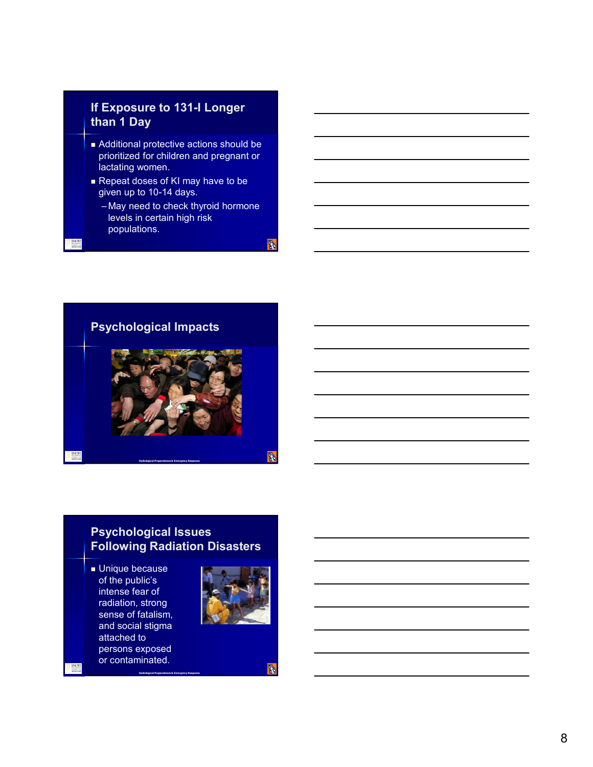## If Exposure to 131-I Longer than 1 Day

- Additional protective actions should be prioritized for children and pregnant or lactating women.
- Repeat doses of KI may have to be given up to 10-14 days.
  - May need to check thyroid hormone levels in certain high risk populations.

## Psychological Impacts

## Psychological Issues Following Radiation Disasters

- Unique because of the public's intense fear of radiation, strong sense of fatalism, and social stigma attached to persons exposed or contaminated.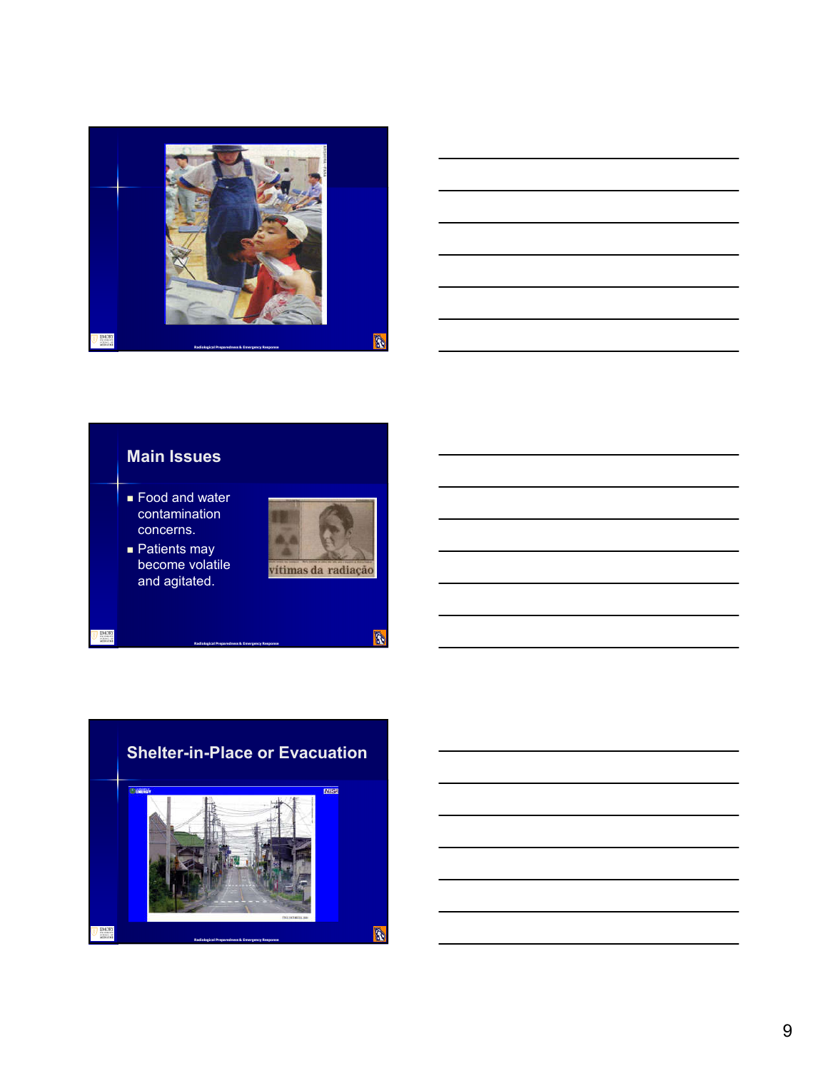## Main Issues

- Food and water contamination concerns.
- Patients may become volatile and agitated.

## Shelter-in-Place or Evacuation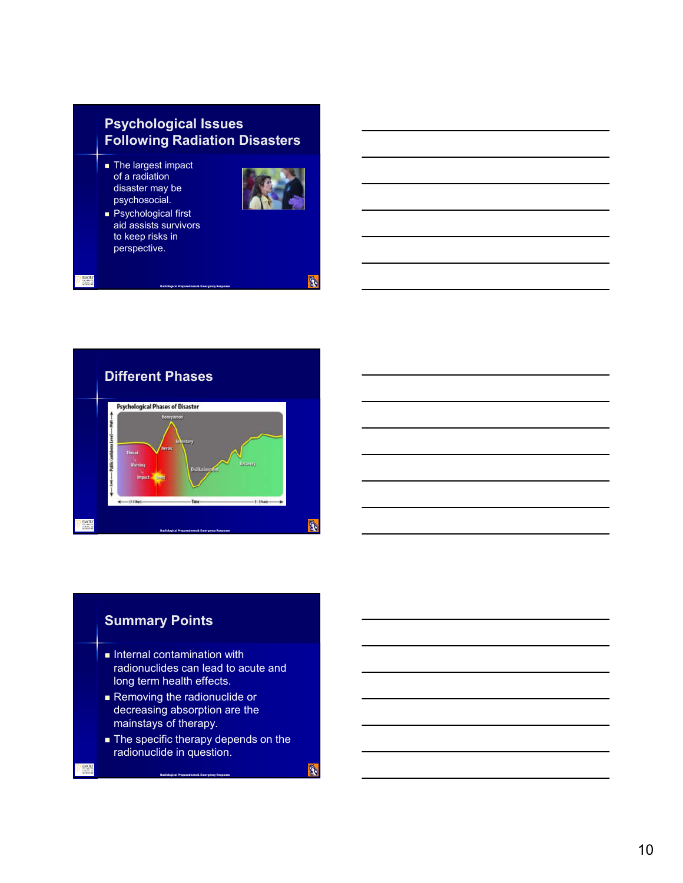## Psychological Issues Following Radiation Disasters

- The largest impact of a radiation disaster may be psychosocial.
- Psychological first aid assists survivors to keep risks in perspective.

## Different Phases

Psychological Phases of Disaster

## Summary Points

- Internal contamination with radionuclides can lead to acute and long term health effects.
- Removing the radionuclide or decreasing absorption are the mainstays of therapy.
- The specific therapy depends on the radionuclide in question.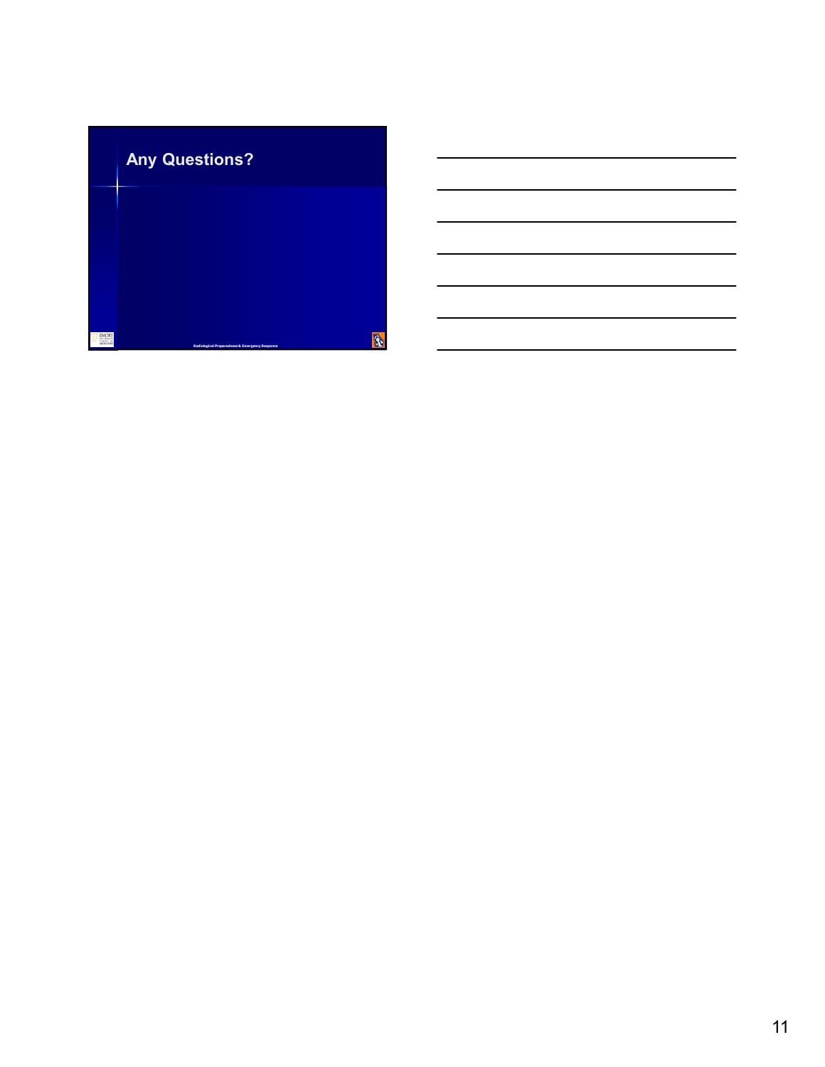## Any Questions?

Radiological Preparedness & Emergency Response